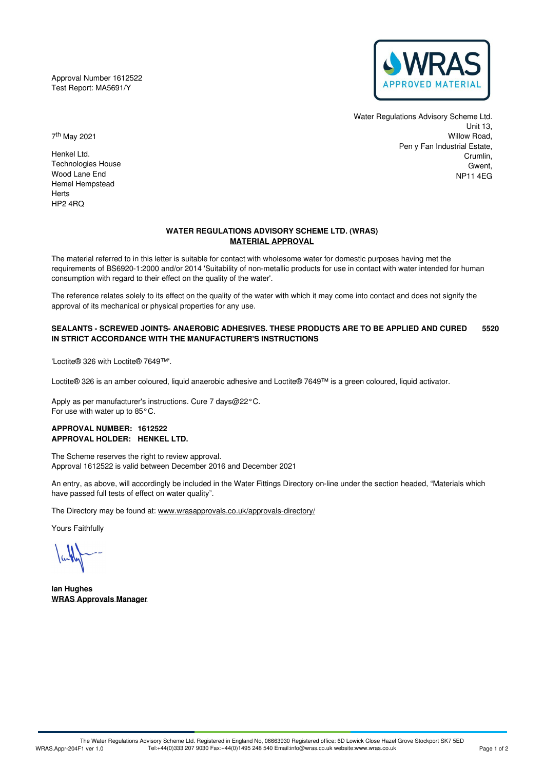Approval Number 1612522
Test Report: MA5691/Y

Water Regulations Advisory Scheme Ltd.
Unit 13,
Willow Road,
Pen y Fan Industrial Estate,
Crumlin,
Gwent,
NP11 4EG

7th May 2021

Henkel Ltd.
Technologies House
Wood Lane End
Hemel Hempstead
Herts
HP2 4RQ

**WATER REGULATIONS ADVISORY SCHEME LTD. (WRAS)**
**MATERIAL APPROVAL**

The material referred to in this letter is suitable for contact with wholesome water for domestic purposes having met the requirements of BS6920-1:2000 and/or 2014 'Suitability of non-metallic products for use in contact with water intended for human consumption with regard to their effect on the quality of the water'.

The reference relates solely to its effect on the quality of the water with which it may come into contact and does not signify the approval of its mechanical or physical properties for any use.

**SEALANTS - SCREWED JOINTS- ANAEROBIC ADHESIVES. THESE PRODUCTS ARE TO BE APPLIED AND CURED IN STRICT ACCORDANCE WITH THE MANUFACTURER'S INSTRUCTIONS** **5520**

'Loctite® 326 with Loctite® 7649™'.

Loctite® 326 is an amber coloured, liquid anaerobic adhesive and Loctite® 7649™ is a green coloured, liquid activator.

Apply as per manufacturer's instructions. Cure 7 days@22°C.
For use with water up to 85°C.

**APPROVAL NUMBER: 1612522**
**APPROVAL HOLDER: HENKEL LTD.**

The Scheme reserves the right to review approval.
Approval 1612522 is valid between December 2016 and December 2021

An entry, as above, will accordingly be included in the Water Fittings Directory on-line under the section headed, "Materials which have passed full tests of effect on water quality".

The Directory may be found at: www.wrasapprovals.co.uk/approvals-directory/

Yours Faithfully

**Ian Hughes**
**WRAS Approvals Manager**

The Water Regulations Advisory Scheme Ltd. Registered in England No, 06663930 Registered office: 6D Lowick Close Hazel Grove Stockport SK7 5ED
WRAS.Appr-204F1 ver 1.0 Tel:+44(0)333 207 9030 Fax:+44(0)1495 248 540 Email:info@wras.co.uk website:www.wras.co.uk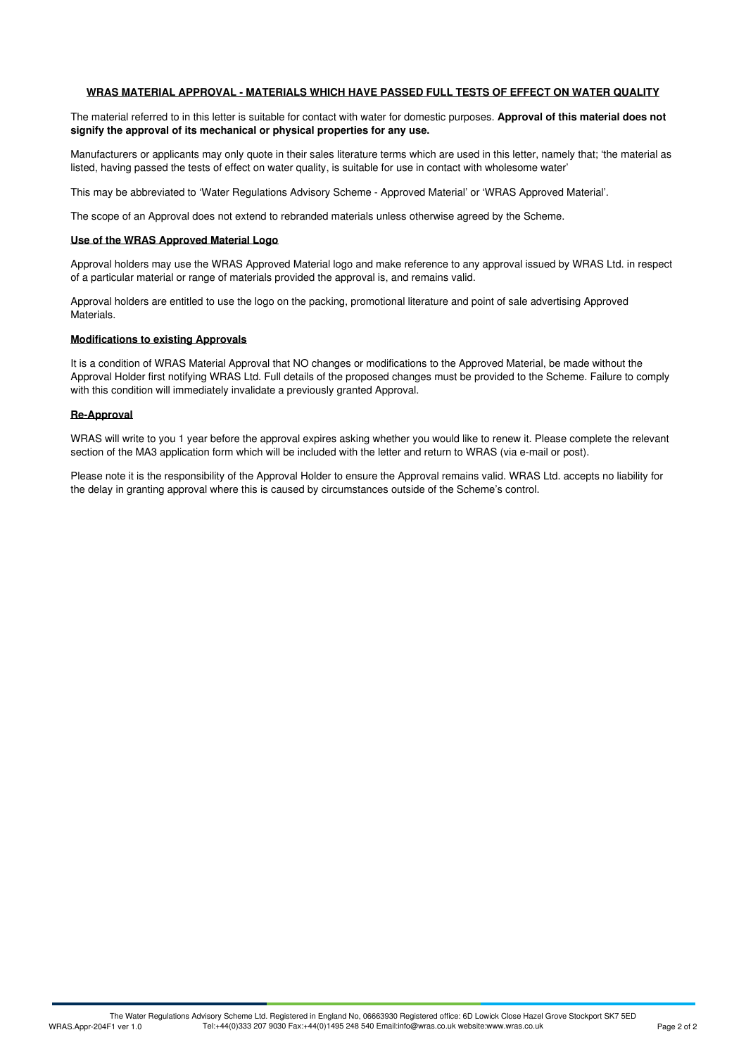## WRAS MATERIAL APPROVAL - MATERIALS WHICH HAVE PASSED FULL TESTS OF EFFECT ON WATER QUALITY

The material referred to in this letter is suitable for contact with water for domestic purposes. **Approval of this material does not signify the approval of its mechanical or physical properties for any use.**

Manufacturers or applicants may only quote in their sales literature terms which are used in this letter, namely that; 'the material as listed, having passed the tests of effect on water quality, is suitable for use in contact with wholesome water'

This may be abbreviated to 'Water Regulations Advisory Scheme - Approved Material' or 'WRAS Approved Material'.

The scope of an Approval does not extend to rebranded materials unless otherwise agreed by the Scheme.

### Use of the WRAS Approved Material Logo

Approval holders may use the WRAS Approved Material logo and make reference to any approval issued by WRAS Ltd. in respect of a particular material or range of materials provided the approval is, and remains valid.

Approval holders are entitled to use the logo on the packing, promotional literature and point of sale advertising Approved Materials.

### Modifications to existing Approvals

It is a condition of WRAS Material Approval that NO changes or modifications to the Approved Material, be made without the Approval Holder first notifying WRAS Ltd. Full details of the proposed changes must be provided to the Scheme. Failure to comply with this condition will immediately invalidate a previously granted Approval.

### Re-Approval

WRAS will write to you 1 year before the approval expires asking whether you would like to renew it. Please complete the relevant section of the MA3 application form which will be included with the letter and return to WRAS (via e-mail or post).

Please note it is the responsibility of the Approval Holder to ensure the Approval remains valid. WRAS Ltd. accepts no liability for the delay in granting approval where this is caused by circumstances outside of the Scheme's control.